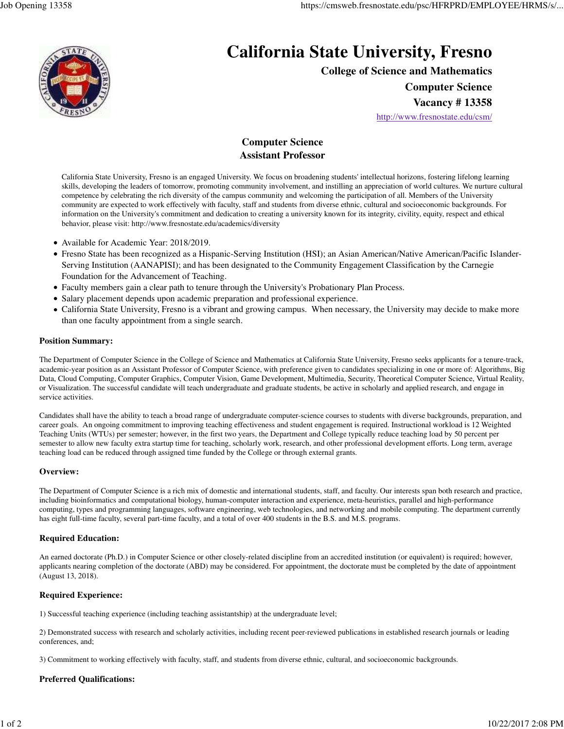# California State University, Fresno

**College of Science and Mathematics**

**Computer Science**

**Vacancy # 13358**

http://www.fresnostate.edu/csm/

## Computer Science
## Assistant Professor

California State University, Fresno is an engaged University. We focus on broadening students' intellectual horizons, fostering lifelong learning skills, developing the leaders of tomorrow, promoting community involvement, and instilling an appreciation of world cultures. We nurture cultural competence by celebrating the rich diversity of the campus community and welcoming the participation of all. Members of the University community are expected to work effectively with faculty, staff and students from diverse ethnic, cultural and socioeconomic backgrounds. For information on the University's commitment and dedication to creating a university known for its integrity, civility, equity, respect and ethical behavior, please visit: http://www.fresnostate.edu/academics/diversity

- Available for Academic Year: 2018/2019.
- Fresno State has been recognized as a Hispanic-Serving Institution (HSI); an Asian American/Native American/Pacific Islander-Serving Institution (AANAPISI); and has been designated to the Community Engagement Classification by the Carnegie Foundation for the Advancement of Teaching.
- Faculty members gain a clear path to tenure through the University's Probationary Plan Process.
- Salary placement depends upon academic preparation and professional experience.
- California State University, Fresno is a vibrant and growing campus. When necessary, the University may decide to make more than one faculty appointment from a single search.

### Position Summary:

The Department of Computer Science in the College of Science and Mathematics at California State University, Fresno seeks applicants for a tenure-track, academic-year position as an Assistant Professor of Computer Science, with preference given to candidates specializing in one or more of: Algorithms, Big Data, Cloud Computing, Computer Graphics, Computer Vision, Game Development, Multimedia, Security, Theoretical Computer Science, Virtual Reality, or Visualization. The successful candidate will teach undergraduate and graduate students, be active in scholarly and applied research, and engage in service activities.

Candidates shall have the ability to teach a broad range of undergraduate computer-science courses to students with diverse backgrounds, preparation, and career goals. An ongoing commitment to improving teaching effectiveness and student engagement is required. Instructional workload is 12 Weighted Teaching Units (WTUs) per semester; however, in the first two years, the Department and College typically reduce teaching load by 50 percent per semester to allow new faculty extra startup time for teaching, scholarly work, research, and other professional development efforts. Long term, average teaching load can be reduced through assigned time funded by the College or through external grants.

### Overview:

The Department of Computer Science is a rich mix of domestic and international students, staff, and faculty. Our interests span both research and practice, including bioinformatics and computational biology, human-computer interaction and experience, meta-heuristics, parallel and high-performance computing, types and programming languages, software engineering, web technologies, and networking and mobile computing. The department currently has eight full-time faculty, several part-time faculty, and a total of over 400 students in the B.S. and M.S. programs.

### Required Education:

An earned doctorate (Ph.D.) in Computer Science or other closely-related discipline from an accredited institution (or equivalent) is required; however, applicants nearing completion of the doctorate (ABD) may be considered. For appointment, the doctorate must be completed by the date of appointment (August 13, 2018).

### Required Experience:

1) Successful teaching experience (including teaching assistantship) at the undergraduate level;

2) Demonstrated success with research and scholarly activities, including recent peer-reviewed publications in established research journals or leading conferences, and;

3) Commitment to working effectively with faculty, staff, and students from diverse ethnic, cultural, and socioeconomic backgrounds.

### Preferred Qualifications: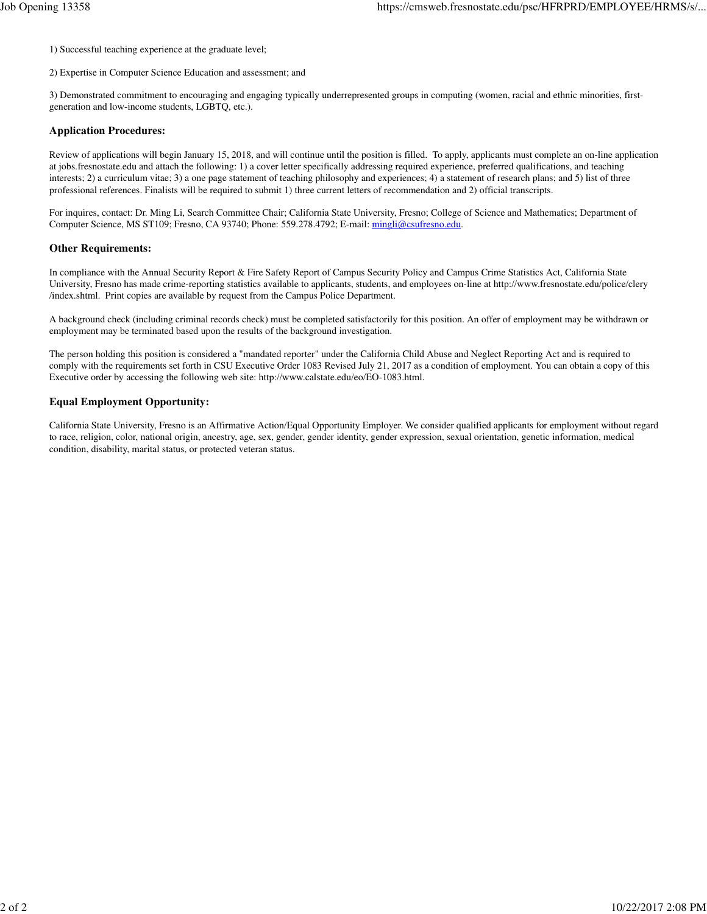1) Successful teaching experience at the graduate level;

2) Expertise in Computer Science Education and assessment; and

3) Demonstrated commitment to encouraging and engaging typically underrepresented groups in computing (women, racial and ethnic minorities, first-generation and low-income students, LGBTQ, etc.).

### Application Procedures:

Review of applications will begin January 15, 2018, and will continue until the position is filled. To apply, applicants must complete an on-line application at jobs.fresnostate.edu and attach the following: 1) a cover letter specifically addressing required experience, preferred qualifications, and teaching interests; 2) a curriculum vitae; 3) a one page statement of teaching philosophy and experiences; 4) a statement of research plans; and 5) list of three professional references. Finalists will be required to submit 1) three current letters of recommendation and 2) official transcripts.

For inquires, contact: Dr. Ming Li, Search Committee Chair; California State University, Fresno; College of Science and Mathematics; Department of Computer Science, MS ST109; Fresno, CA 93740; Phone: 559.278.4792; E-mail: mingli@csufresno.edu.

### Other Requirements:

In compliance with the Annual Security Report & Fire Safety Report of Campus Security Policy and Campus Crime Statistics Act, California State University, Fresno has made crime-reporting statistics available to applicants, students, and employees on-line at http://www.fresnostate.edu/police/clery/index.shtml. Print copies are available by request from the Campus Police Department.

A background check (including criminal records check) must be completed satisfactorily for this position. An offer of employment may be withdrawn or employment may be terminated based upon the results of the background investigation.

The person holding this position is considered a "mandated reporter" under the California Child Abuse and Neglect Reporting Act and is required to comply with the requirements set forth in CSU Executive Order 1083 Revised July 21, 2017 as a condition of employment. You can obtain a copy of this Executive order by accessing the following web site: http://www.calstate.edu/eo/EO-1083.html.

### Equal Employment Opportunity:

California State University, Fresno is an Affirmative Action/Equal Opportunity Employer. We consider qualified applicants for employment without regard to race, religion, color, national origin, ancestry, age, sex, gender, gender identity, gender expression, sexual orientation, genetic information, medical condition, disability, marital status, or protected veteran status.